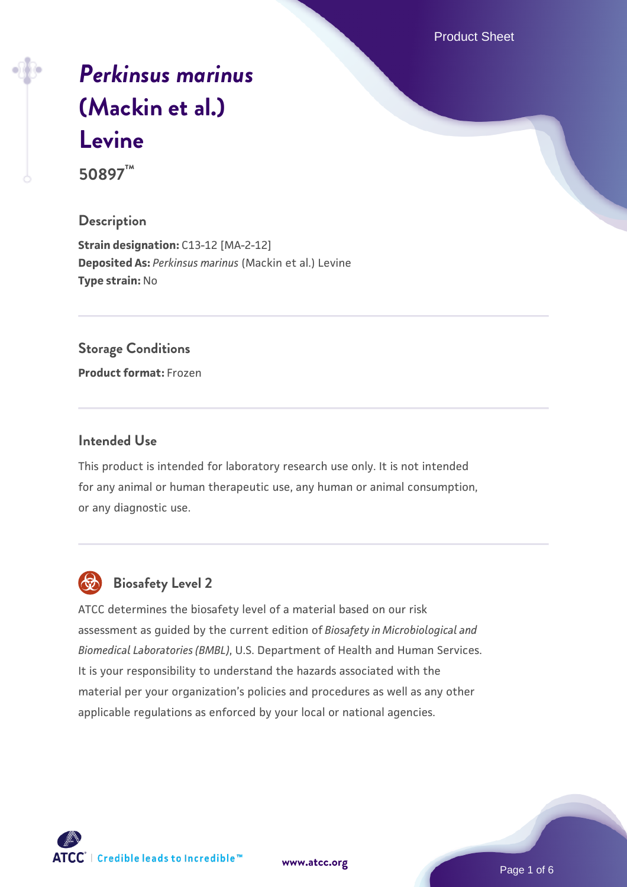# *Perkinsus marinus* (Mackin et al.) Levine

**50897™**

## Description

**Strain designation:** C13-12 [MA-2-12]
**Deposited As:** *Perkinsus marinus* (Mackin et al.) Levine
**Type strain:** No

## Storage Conditions

**Product format:** Frozen

## Intended Use

This product is intended for laboratory research use only. It is not intended for any animal or human therapeutic use, any human or animal consumption, or any diagnostic use.

## Biosafety Level 2

ATCC determines the biosafety level of a material based on our risk assessment as guided by the current edition of *Biosafety in Microbiological and Biomedical Laboratories (BMBL)*, U.S. Department of Health and Human Services. It is your responsibility to understand the hazards associated with the material per your organization's policies and procedures as well as any other applicable regulations as enforced by your local or national agencies.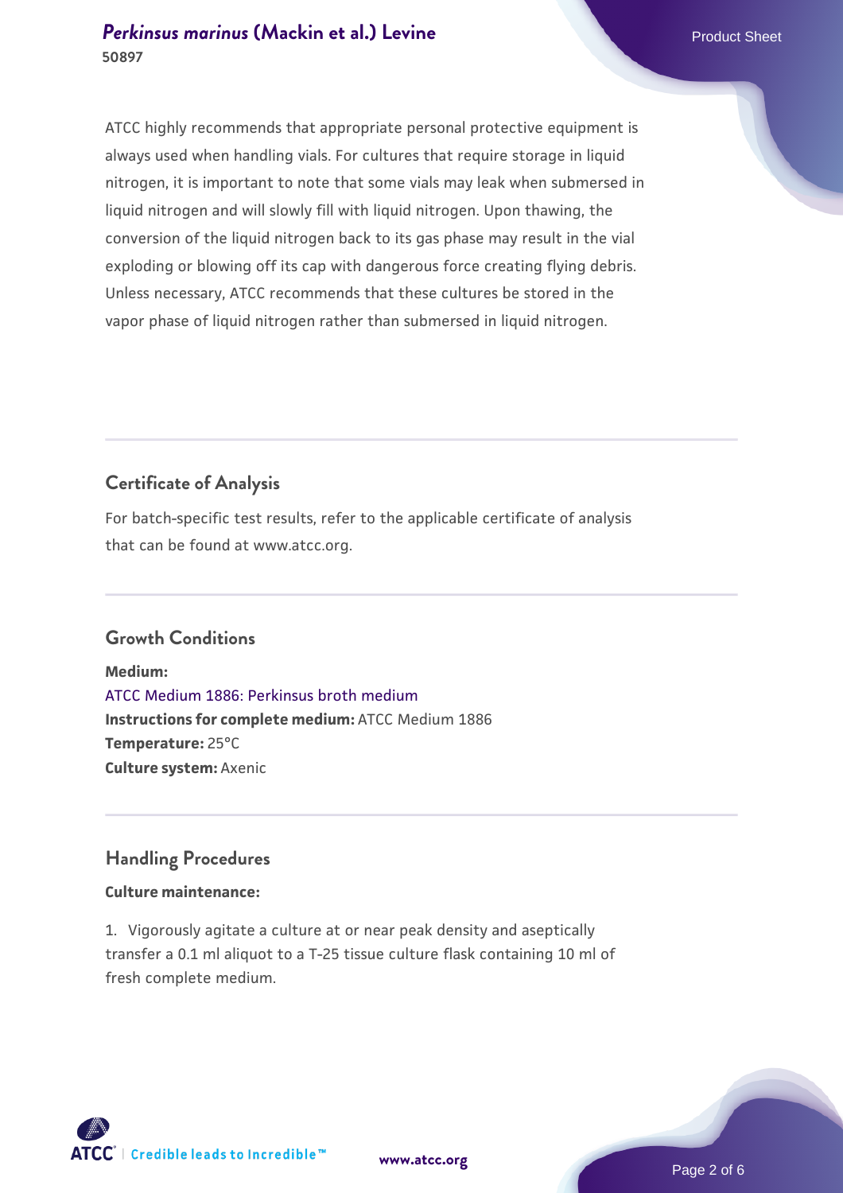ATCC highly recommends that appropriate personal protective equipment is always used when handling vials. For cultures that require storage in liquid nitrogen, it is important to note that some vials may leak when submersed in liquid nitrogen and will slowly fill with liquid nitrogen. Upon thawing, the conversion of the liquid nitrogen back to its gas phase may result in the vial exploding or blowing off its cap with dangerous force creating flying debris. Unless necessary, ATCC recommends that these cultures be stored in the vapor phase of liquid nitrogen rather than submersed in liquid nitrogen.

## Certificate of Analysis

For batch-specific test results, refer to the applicable certificate of analysis that can be found at www.atcc.org.

## Growth Conditions

**Medium:**
ATCC Medium 1886: Perkinsus broth medium
**Instructions for complete medium:** ATCC Medium 1886
**Temperature:** 25°C
**Culture system:** Axenic

## Handling Procedures

**Culture maintenance:**

1. Vigorously agitate a culture at or near peak density and aseptically transfer a 0.1 ml aliquot to a T-25 tissue culture flask containing 10 ml of fresh complete medium.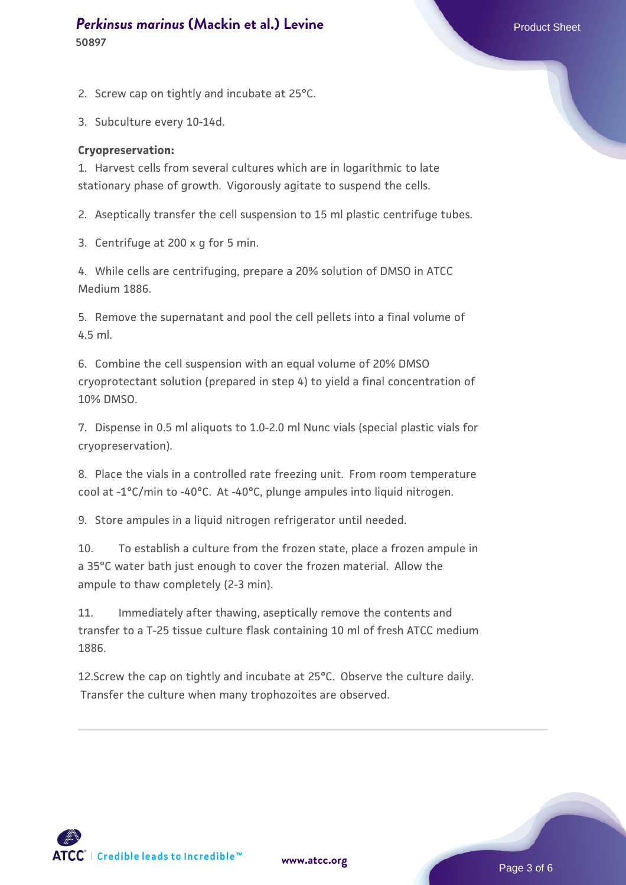2. Screw cap on tightly and incubate at 25°C.

3. Subculture every 10-14d.

**Cryopreservation:**

1. Harvest cells from several cultures which are in logarithmic to late stationary phase of growth. Vigorously agitate to suspend the cells.

2. Aseptically transfer the cell suspension to 15 ml plastic centrifuge tubes.

3. Centrifuge at 200 x g for 5 min.

4. While cells are centrifuging, prepare a 20% solution of DMSO in ATCC Medium 1886.

5. Remove the supernatant and pool the cell pellets into a final volume of 4.5 ml.

6. Combine the cell suspension with an equal volume of 20% DMSO cryoprotectant solution (prepared in step 4) to yield a final concentration of 10% DMSO.

7. Dispense in 0.5 ml aliquots to 1.0-2.0 ml Nunc vials (special plastic vials for cryopreservation).

8. Place the vials in a controlled rate freezing unit. From room temperature cool at -1°C/min to -40°C. At -40°C, plunge ampules into liquid nitrogen.

9. Store ampules in a liquid nitrogen refrigerator until needed.

10. To establish a culture from the frozen state, place a frozen ampule in a 35°C water bath just enough to cover the frozen material. Allow the ampule to thaw completely (2-3 min).

11. Immediately after thawing, aseptically remove the contents and transfer to a T-25 tissue culture flask containing 10 ml of fresh ATCC medium 1886.

12. Screw the cap on tightly and incubate at 25°C. Observe the culture daily. Transfer the culture when many trophozoites are observed.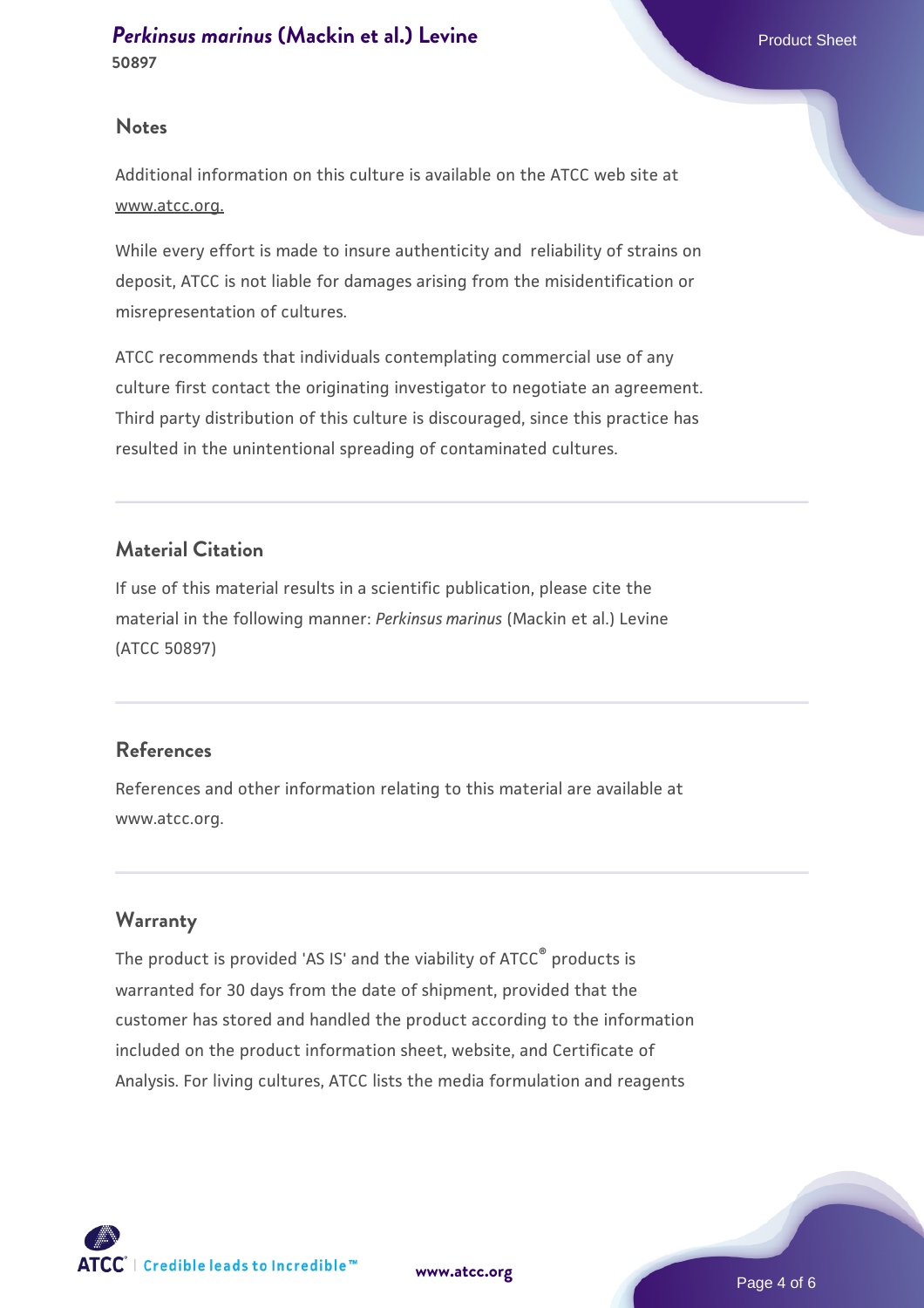## Notes

Additional information on this culture is available on the ATCC web site at www.atcc.org.

While every effort is made to insure authenticity and reliability of strains on deposit, ATCC is not liable for damages arising from the misidentification or misrepresentation of cultures.

ATCC recommends that individuals contemplating commercial use of any culture first contact the originating investigator to negotiate an agreement. Third party distribution of this culture is discouraged, since this practice has resulted in the unintentional spreading of contaminated cultures.

## Material Citation

If use of this material results in a scientific publication, please cite the material in the following manner: *Perkinsus marinus* (Mackin et al.) Levine (ATCC 50897)

## References

References and other information relating to this material are available at www.atcc.org.

## Warranty

The product is provided 'AS IS' and the viability of ATCC® products is warranted for 30 days from the date of shipment, provided that the customer has stored and handled the product according to the information included on the product information sheet, website, and Certificate of Analysis. For living cultures, ATCC lists the media formulation and reagents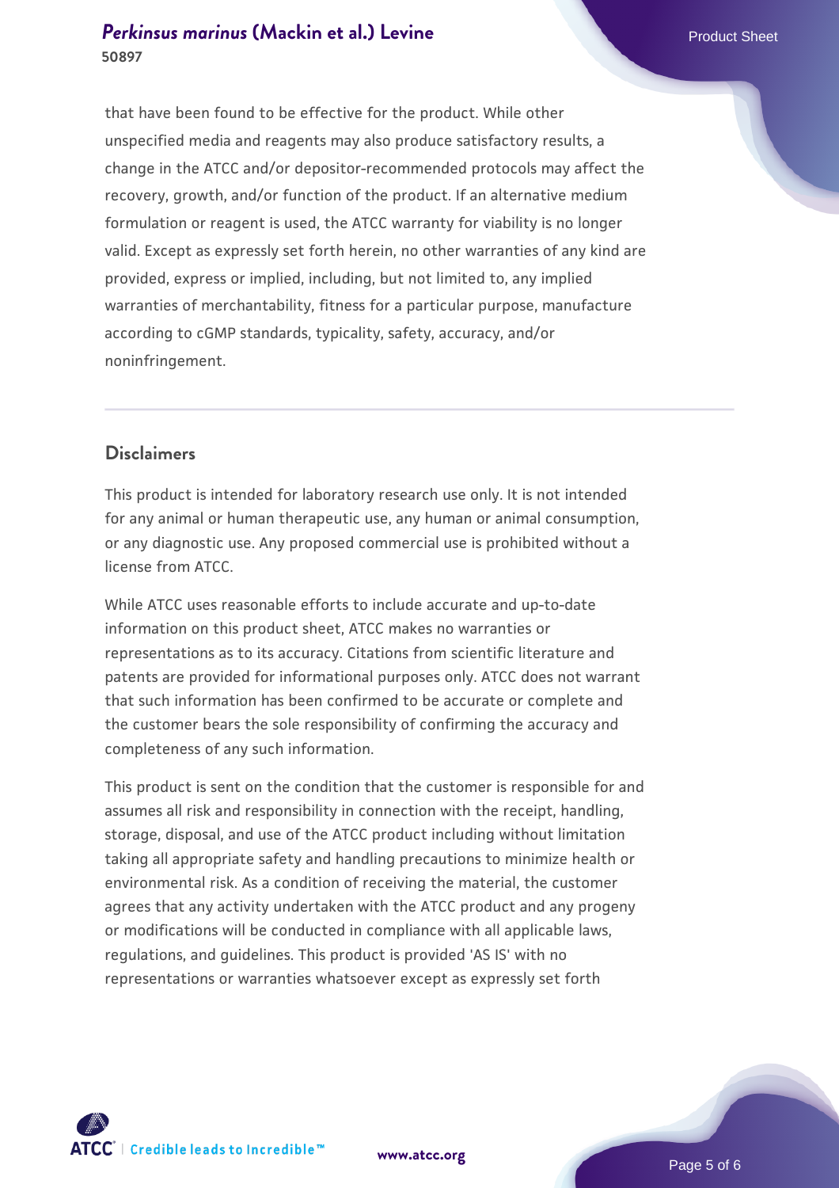that have been found to be effective for the product. While other unspecified media and reagents may also produce satisfactory results, a change in the ATCC and/or depositor-recommended protocols may affect the recovery, growth, and/or function of the product. If an alternative medium formulation or reagent is used, the ATCC warranty for viability is no longer valid. Except as expressly set forth herein, no other warranties of any kind are provided, express or implied, including, but not limited to, any implied warranties of merchantability, fitness for a particular purpose, manufacture according to cGMP standards, typicality, safety, accuracy, and/or noninfringement.

## Disclaimers

This product is intended for laboratory research use only. It is not intended for any animal or human therapeutic use, any human or animal consumption, or any diagnostic use. Any proposed commercial use is prohibited without a license from ATCC.

While ATCC uses reasonable efforts to include accurate and up-to-date information on this product sheet, ATCC makes no warranties or representations as to its accuracy. Citations from scientific literature and patents are provided for informational purposes only. ATCC does not warrant that such information has been confirmed to be accurate or complete and the customer bears the sole responsibility of confirming the accuracy and completeness of any such information.

This product is sent on the condition that the customer is responsible for and assumes all risk and responsibility in connection with the receipt, handling, storage, disposal, and use of the ATCC product including without limitation taking all appropriate safety and handling precautions to minimize health or environmental risk. As a condition of receiving the material, the customer agrees that any activity undertaken with the ATCC product and any progeny or modifications will be conducted in compliance with all applicable laws, regulations, and guidelines. This product is provided 'AS IS' with no representations or warranties whatsoever except as expressly set forth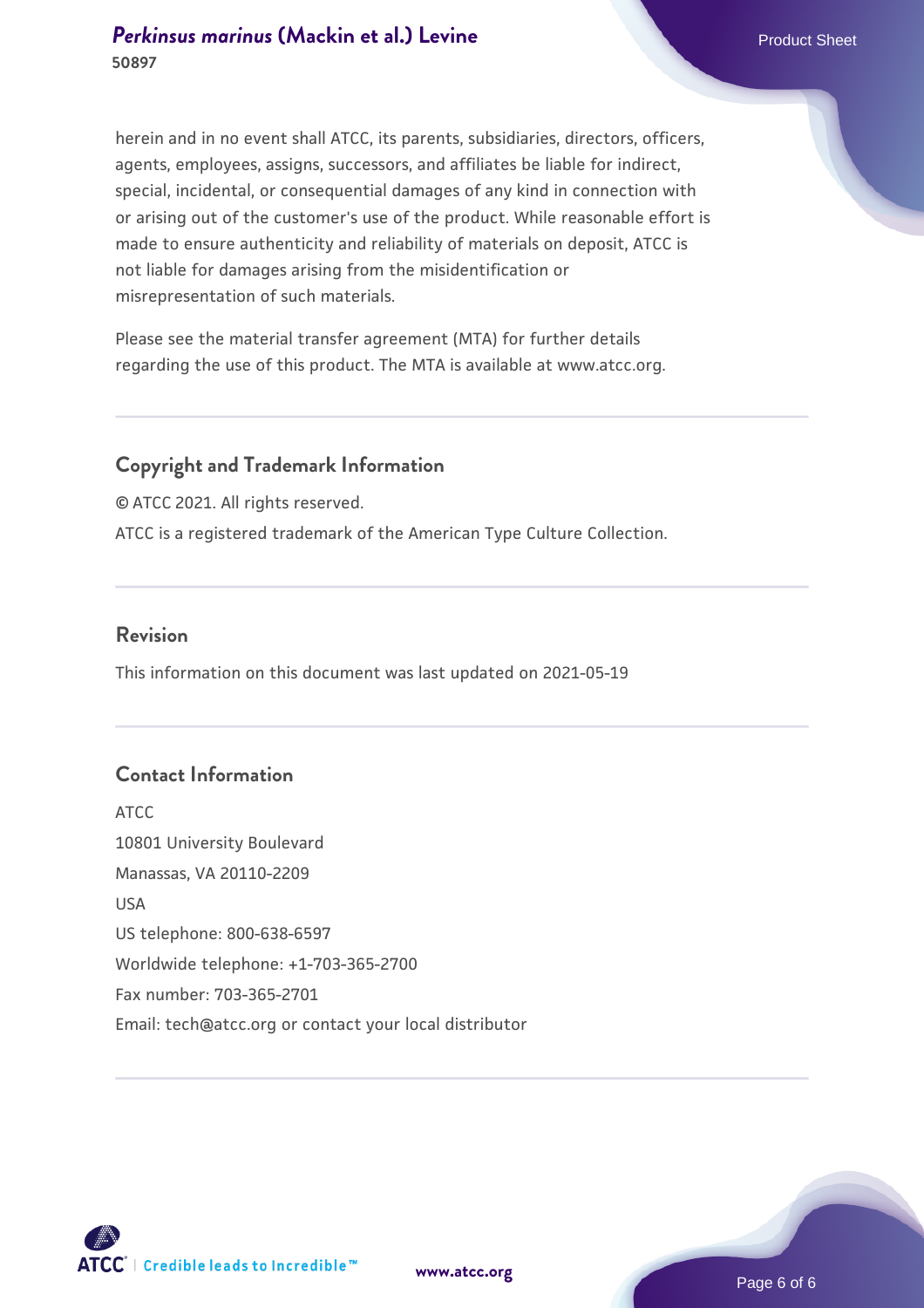herein and in no event shall ATCC, its parents, subsidiaries, directors, officers, agents, employees, assigns, successors, and affiliates be liable for indirect, special, incidental, or consequential damages of any kind in connection with or arising out of the customer's use of the product. While reasonable effort is made to ensure authenticity and reliability of materials on deposit, ATCC is not liable for damages arising from the misidentification or misrepresentation of such materials.

Please see the material transfer agreement (MTA) for further details regarding the use of this product. The MTA is available at www.atcc.org.

## Copyright and Trademark Information

© ATCC 2021. All rights reserved.

ATCC is a registered trademark of the American Type Culture Collection.

## Revision

This information on this document was last updated on 2021-05-19

## Contact Information

ATCC
10801 University Boulevard
Manassas, VA 20110-2209
USA
US telephone: 800-638-6597
Worldwide telephone: +1-703-365-2700
Fax number: 703-365-2701
Email: tech@atcc.org or contact your local distributor